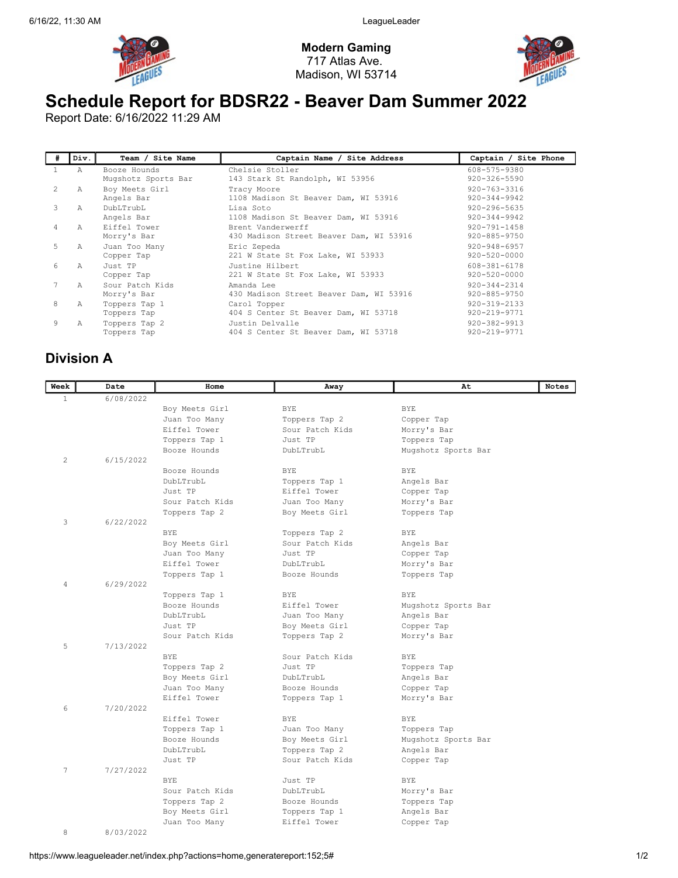**Modern Gaming**
717 Atlas Ave.
Madison, WI 53714

# Schedule Report for BDSR22 - Beaver Dam Summer 2022

Report Date: 6/16/2022 11:29 AM

| # | Div. | Team / Site Name | Captain Name / Site Address | Captain / Site Phone |
|---|---|---|---|---|
| 1 | A | Booze Hounds<br>Mugshotz Sports Bar | Chelsie Stoller<br>143 Stark St Randolph, WI 53956 | 608-575-9380<br>920-326-5590 |
| 2 | A | Boy Meets Girl<br>Angels Bar | Tracy Moore<br>1108 Madison St Beaver Dam, WI 53916 | 920-763-3316<br>920-344-9942 |
| 3 | A | DubLTrubL<br>Angels Bar | Lisa Soto<br>1108 Madison St Beaver Dam, WI 53916 | 920-296-5635<br>920-344-9942 |
| 4 | A | Eiffel Tower<br>Morry's Bar | Brent Vanderwerff<br>430 Madison Street Beaver Dam, WI 53916 | 920-791-1458<br>920-885-9750 |
| 5 | A | Juan Too Many<br>Copper Tap | Eric Zepeda<br>221 W State St Fox Lake, WI 53933 | 920-948-6957<br>920-520-0000 |
| 6 | A | Just TP<br>Copper Tap | Justine Hilbert<br>221 W State St Fox Lake, WI 53933 | 608-381-6178<br>920-520-0000 |
| 7 | A | Sour Patch Kids<br>Morry's Bar | Amanda Lee<br>430 Madison Street Beaver Dam, WI 53916 | 920-344-2314<br>920-885-9750 |
| 8 | A | Toppers Tap 1<br>Toppers Tap | Carol Topper<br>404 S Center St Beaver Dam, WI 53718 | 920-319-2133<br>920-219-9771 |
| 9 | A | Toppers Tap 2<br>Toppers Tap | Justin Delvalle<br>404 S Center St Beaver Dam, WI 53718 | 920-382-9913<br>920-219-9771 |

## Division A

| Week | Date | Home | Away | At | Notes |
|---|---|---|---|---|---|
| 1 | 6/08/2022 | | | | |
| | | Boy Meets Girl | BYE | BYE | |
| | | Juan Too Many | Toppers Tap 2 | Copper Tap | |
| | | Eiffel Tower | Sour Patch Kids | Morry's Bar | |
| | | Toppers Tap 1 | Just TP | Toppers Tap | |
| | | Booze Hounds | DubLTrubL | Mugshotz Sports Bar | |
| 2 | 6/15/2022 | | | | |
| | | Booze Hounds | BYE | BYE | |
| | | DubLTrubL | Toppers Tap 1 | Angels Bar | |
| | | Just TP | Eiffel Tower | Copper Tap | |
| | | Sour Patch Kids | Juan Too Many | Morry's Bar | |
| | | Toppers Tap 2 | Boy Meets Girl | Toppers Tap | |
| 3 | 6/22/2022 | | | | |
| | | BYE | Toppers Tap 2 | BYE | |
| | | Boy Meets Girl | Sour Patch Kids | Angels Bar | |
| | | Juan Too Many | Just TP | Copper Tap | |
| | | Eiffel Tower | DubLTrubL | Morry's Bar | |
| | | Toppers Tap 1 | Booze Hounds | Toppers Tap | |
| 4 | 6/29/2022 | | | | |
| | | Toppers Tap 1 | BYE | BYE | |
| | | Booze Hounds | Eiffel Tower | Mugshotz Sports Bar | |
| | | DubLTrubL | Juan Too Many | Angels Bar | |
| | | Just TP | Boy Meets Girl | Copper Tap | |
| | | Sour Patch Kids | Toppers Tap 2 | Morry's Bar | |
| 5 | 7/13/2022 | | | | |
| | | BYE | Sour Patch Kids | BYE | |
| | | Toppers Tap 2 | Just TP | Toppers Tap | |
| | | Boy Meets Girl | DubLTrubL | Angels Bar | |
| | | Juan Too Many | Booze Hounds | Copper Tap | |
| | | Eiffel Tower | Toppers Tap 1 | Morry's Bar | |
| 6 | 7/20/2022 | | | | |
| | | Eiffel Tower | BYE | BYE | |
| | | Toppers Tap 1 | Juan Too Many | Toppers Tap | |
| | | Booze Hounds | Boy Meets Girl | Mugshotz Sports Bar | |
| | | DubLTrubL | Toppers Tap 2 | Angels Bar | |
| | | Just TP | Sour Patch Kids | Copper Tap | |
| 7 | 7/27/2022 | | | | |
| | | BYE | Just TP | BYE | |
| | | Sour Patch Kids | DubLTrubL | Morry's Bar | |
| | | Toppers Tap 2 | Booze Hounds | Toppers Tap | |
| | | Boy Meets Girl | Toppers Tap 1 | Angels Bar | |
| | | Juan Too Many | Eiffel Tower | Copper Tap | |
| 8 | 8/03/2022 | | | | |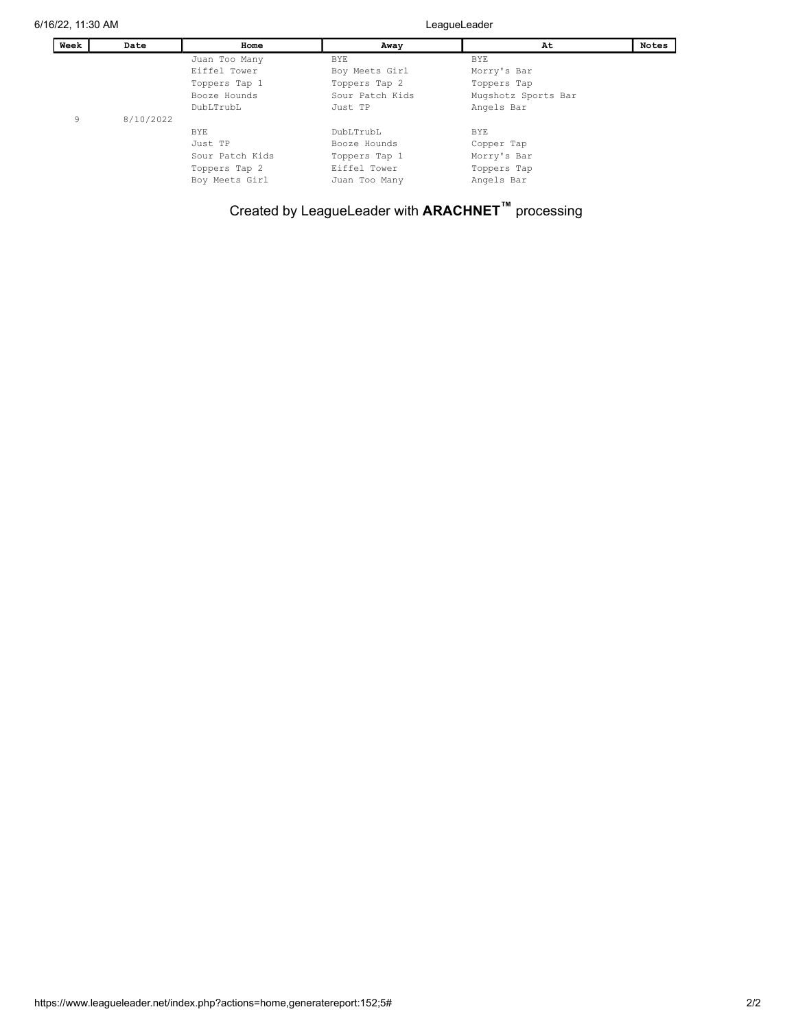| Week | Date | Home | Away | At | Notes |
|---|---|---|---|---|---|
| | | Juan Too Many | BYE | BYE | |
| | | Eiffel Tower | Boy Meets Girl | Morry's Bar | |
| | | Toppers Tap 1 | Toppers Tap 2 | Toppers Tap | |
| | | Booze Hounds | Sour Patch Kids | Mugshotz Sports Bar | |
| | | DubLTrubL | Just TP | Angels Bar | |
| 9 | 8/10/2022 | | | | |
| | | BYE | DubLTrubL | BYE | |
| | | Just TP | Booze Hounds | Copper Tap | |
| | | Sour Patch Kids | Toppers Tap 1 | Morry's Bar | |
| | | Toppers Tap 2 | Eiffel Tower | Toppers Tap | |
| | | Boy Meets Girl | Juan Too Many | Angels Bar | |

Created by LeagueLeader with **ARACHNET™** processing